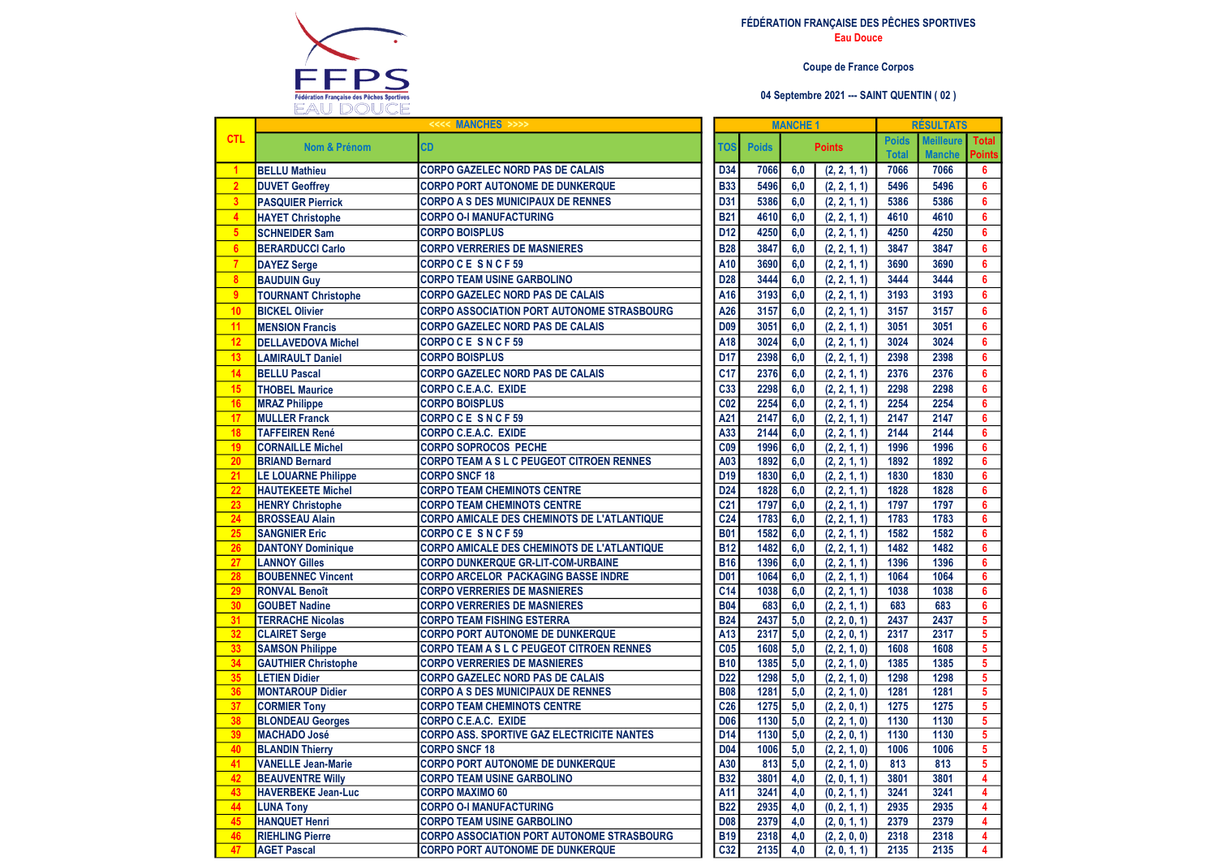FFPS
Fédération Française des Pêches Sportives
EAU DOUCE

**FÉDÉRATION FRANÇAISE DES PÊCHES SPORTIVES**

**Eau Douce**

**Coupe de France Corpos**

**04 Septembre 2021 --- SAINT QUENTIN ( 02 )**

| CTL | <<<< MANCHES >>>> | | MANCHE 1 | | | | RÉSULTATS | | |
|---|---|---|---|---|---|---|---|---|---|
| | Nom & Prénom | CD | TOS | Poids | Points | | Poids Total | Meilleure Manche | Total Points |
| 1 | BELLU Mathieu | CORPO GAZELEC NORD PAS DE CALAIS | D34 | 7066 | 6,0 | (2, 2, 1, 1) | 7066 | 7066 | 6 |
| 2 | DUVET Geoffrey | CORPO PORT AUTONOME DE DUNKERQUE | B33 | 5496 | 6,0 | (2, 2, 1, 1) | 5496 | 5496 | 6 |
| 3 | PASQUIER Pierrick | CORPO A S DES MUNICIPAUX DE RENNES | D31 | 5386 | 6,0 | (2, 2, 1, 1) | 5386 | 5386 | 6 |
| 4 | HAYET Christophe | CORPO O-I MANUFACTURING | B21 | 4610 | 6,0 | (2, 2, 1, 1) | 4610 | 4610 | 6 |
| 5 | SCHNEIDER Sam | CORPO BOISPLUS | D12 | 4250 | 6,0 | (2, 2, 1, 1) | 4250 | 4250 | 6 |
| 6 | BERARDUCCI Carlo | CORPO VERRERIES DE MASNIERES | B28 | 3847 | 6,0 | (2, 2, 1, 1) | 3847 | 3847 | 6 |
| 7 | DAYEZ Serge | CORPO C E S N C F 59 | A10 | 3690 | 6,0 | (2, 2, 1, 1) | 3690 | 3690 | 6 |
| 8 | BAUDUIN Guy | CORPO TEAM USINE GARBOLINO | D28 | 3444 | 6,0 | (2, 2, 1, 1) | 3444 | 3444 | 6 |
| 9 | TOURNANT Christophe | CORPO GAZELEC NORD PAS DE CALAIS | A16 | 3193 | 6,0 | (2, 2, 1, 1) | 3193 | 3193 | 6 |
| 10 | BICKEL Olivier | CORPO ASSOCIATION PORT AUTONOME STRASBOURG | A26 | 3157 | 6,0 | (2, 2, 1, 1) | 3157 | 3157 | 6 |
| 11 | MENSION Francis | CORPO GAZELEC NORD PAS DE CALAIS | D09 | 3051 | 6,0 | (2, 2, 1, 1) | 3051 | 3051 | 6 |
| 12 | DELLAVEDOVA Michel | CORPO C E S N C F 59 | A18 | 3024 | 6,0 | (2, 2, 1, 1) | 3024 | 3024 | 6 |
| 13 | LAMIRAULT Daniel | CORPO BOISPLUS | D17 | 2398 | 6,0 | (2, 2, 1, 1) | 2398 | 2398 | 6 |
| 14 | BELLU Pascal | CORPO GAZELEC NORD PAS DE CALAIS | C17 | 2376 | 6,0 | (2, 2, 1, 1) | 2376 | 2376 | 6 |
| 15 | THOBEL Maurice | CORPO C.E.A.C. EXIDE | C33 | 2298 | 6,0 | (2, 2, 1, 1) | 2298 | 2298 | 6 |
| 16 | MRAZ Philippe | CORPO BOISPLUS | C02 | 2254 | 6,0 | (2, 2, 1, 1) | 2254 | 2254 | 6 |
| 17 | MULLER Franck | CORPO C E S N C F 59 | A21 | 2147 | 6,0 | (2, 2, 1, 1) | 2147 | 2147 | 6 |
| 18 | TAFFEIREN René | CORPO C.E.A.C. EXIDE | A33 | 2144 | 6,0 | (2, 2, 1, 1) | 2144 | 2144 | 6 |
| 19 | CORNAILLE Michel | CORPO SOPROCOS PECHE | C09 | 1996 | 6,0 | (2, 2, 1, 1) | 1996 | 1996 | 6 |
| 20 | BRIAND Bernard | CORPO TEAM A S L C PEUGEOT CITROEN RENNES | A03 | 1892 | 6,0 | (2, 2, 1, 1) | 1892 | 1892 | 6 |
| 21 | LE LOUARNE Philippe | CORPO SNCF 18 | D19 | 1830 | 6,0 | (2, 2, 1, 1) | 1830 | 1830 | 6 |
| 22 | HAUTEKEETE Michel | CORPO TEAM CHEMINOTS CENTRE | D24 | 1828 | 6,0 | (2, 2, 1, 1) | 1828 | 1828 | 6 |
| 23 | HENRY Christophe | CORPO TEAM CHEMINOTS CENTRE | C21 | 1797 | 6,0 | (2, 2, 1, 1) | 1797 | 1797 | 6 |
| 24 | BROSSEAU Alain | CORPO AMICALE DES CHEMINOTS DE L'ATLANTIQUE | C24 | 1783 | 6,0 | (2, 2, 1, 1) | 1783 | 1783 | 6 |
| 25 | SANGNIER Eric | CORPO C E S N C F 59 | B01 | 1582 | 6,0 | (2, 2, 1, 1) | 1582 | 1582 | 6 |
| 26 | DANTONY Dominique | CORPO AMICALE DES CHEMINOTS DE L'ATLANTIQUE | B12 | 1482 | 6,0 | (2, 2, 1, 1) | 1482 | 1482 | 6 |
| 27 | LANNOY Gilles | CORPO DUNKERQUE GR-LIT-COM-URBAINE | B16 | 1396 | 6,0 | (2, 2, 1, 1) | 1396 | 1396 | 6 |
| 28 | BOUBENNEC Vincent | CORPO ARCELOR PACKAGING BASSE INDRE | D01 | 1064 | 6,0 | (2, 2, 1, 1) | 1064 | 1064 | 6 |
| 29 | RONVAL Benoît | CORPO VERRERIES DE MASNIERES | C14 | 1038 | 6,0 | (2, 2, 1, 1) | 1038 | 1038 | 6 |
| 30 | GOUBET Nadine | CORPO VERRERIES DE MASNIERES | B04 | 683 | 6,0 | (2, 2, 1, 1) | 683 | 683 | 6 |
| 31 | TERRACHE Nicolas | CORPO TEAM FISHING ESTERRA | B24 | 2437 | 5,0 | (2, 2, 0, 1) | 2437 | 2437 | 5 |
| 32 | CLAIRET Serge | CORPO PORT AUTONOME DE DUNKERQUE | A13 | 2317 | 5,0 | (2, 2, 0, 1) | 2317 | 2317 | 5 |
| 33 | SAMSON Philippe | CORPO TEAM A S L C PEUGEOT CITROEN RENNES | C05 | 1608 | 5,0 | (2, 2, 1, 0) | 1608 | 1608 | 5 |
| 34 | GAUTHIER Christophe | CORPO VERRERIES DE MASNIERES | B10 | 1385 | 5,0 | (2, 2, 1, 0) | 1385 | 1385 | 5 |
| 35 | LETIEN Didier | CORPO GAZELEC NORD PAS DE CALAIS | D22 | 1298 | 5,0 | (2, 2, 1, 0) | 1298 | 1298 | 5 |
| 36 | MONTAROUP Didier | CORPO A S DES MUNICIPAUX DE RENNES | B08 | 1281 | 5,0 | (2, 2, 1, 0) | 1281 | 1281 | 5 |
| 37 | CORMIER Tony | CORPO TEAM CHEMINOTS CENTRE | C26 | 1275 | 5,0 | (2, 2, 0, 1) | 1275 | 1275 | 5 |
| 38 | BLONDEAU Georges | CORPO C.E.A.C. EXIDE | D06 | 1130 | 5,0 | (2, 2, 1, 0) | 1130 | 1130 | 5 |
| 39 | MACHADO José | CORPO ASS. SPORTIVE GAZ ELECTRICITE NANTES | D14 | 1130 | 5,0 | (2, 2, 0, 1) | 1130 | 1130 | 5 |
| 40 | BLANDIN Thierry | CORPO SNCF 18 | D04 | 1006 | 5,0 | (2, 2, 1, 0) | 1006 | 1006 | 5 |
| 41 | VANELLE Jean-Marie | CORPO PORT AUTONOME DE DUNKERQUE | A30 | 813 | 5,0 | (2, 2, 1, 0) | 813 | 813 | 5 |
| 42 | BEAUVENTRE Willy | CORPO TEAM USINE GARBOLINO | B32 | 3801 | 4,0 | (2, 0, 1, 1) | 3801 | 3801 | 4 |
| 43 | HAVERBEKE Jean-Luc | CORPO MAXIMO 60 | A11 | 3241 | 4,0 | (0, 2, 1, 1) | 3241 | 3241 | 4 |
| 44 | LUNA Tony | CORPO O-I MANUFACTURING | B22 | 2935 | 4,0 | (0, 2, 1, 1) | 2935 | 2935 | 4 |
| 45 | HANQUET Henri | CORPO TEAM USINE GARBOLINO | D08 | 2379 | 4,0 | (2, 0, 1, 1) | 2379 | 2379 | 4 |
| 46 | RIEHLING Pierre | CORPO ASSOCIATION PORT AUTONOME STRASBOURG | B19 | 2318 | 4,0 | (2, 2, 0, 0) | 2318 | 2318 | 4 |
| 47 | AGET Pascal | CORPO PORT AUTONOME DE DUNKERQUE | C32 | 2135 | 4,0 | (2, 0, 1, 1) | 2135 | 2135 | 4 |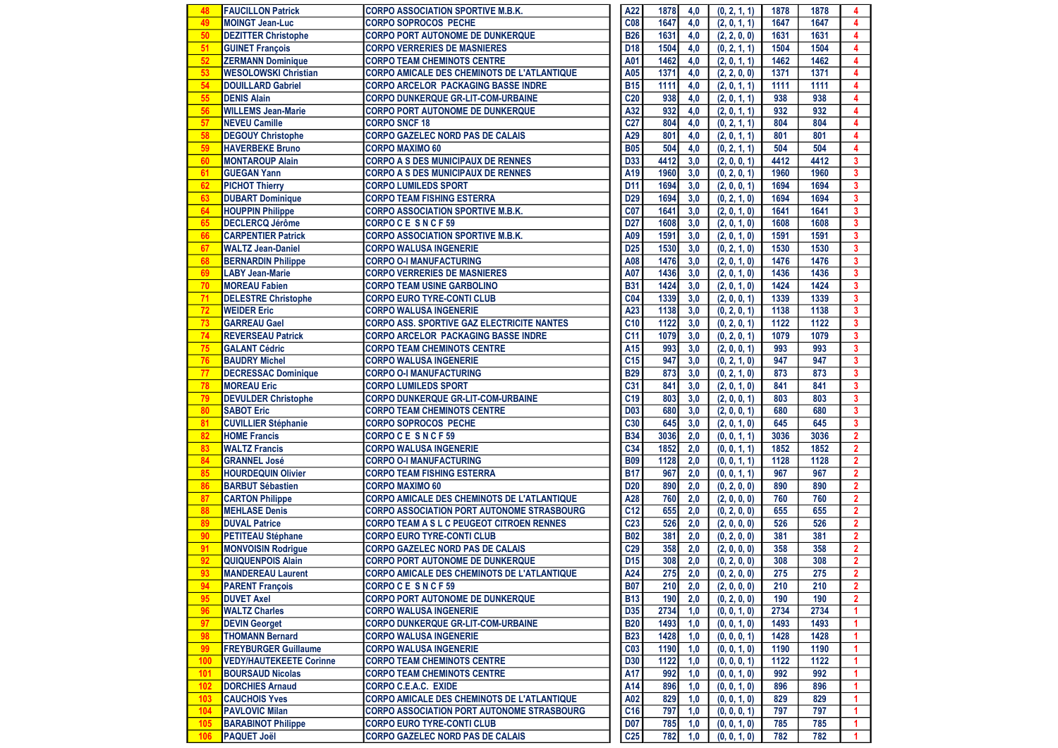| | | | | | | | | | |
|---|---|---|---|---|---|---|---|---|---|
| 48 | FAUCILLON Patrick | CORPO ASSOCIATION SPORTIVE M.B.K. | A22 | 1878 | 4,0 | (0, 2, 1, 1) | 1878 | 1878 | 4 |
| 49 | MOINGT Jean-Luc | CORPO SOPROCOS PECHE | C08 | 1647 | 4,0 | (2, 0, 1, 1) | 1647 | 1647 | 4 |
| 50 | DEZITTER Christophe | CORPO PORT AUTONOME DE DUNKERQUE | B26 | 1631 | 4,0 | (2, 2, 0, 0) | 1631 | 1631 | 4 |
| 51 | GUINET François | CORPO VERRERIES DE MASNIERES | D18 | 1504 | 4,0 | (0, 2, 1, 1) | 1504 | 1504 | 4 |
| 52 | ZERMANN Dominique | CORPO TEAM CHEMINOTS CENTRE | A01 | 1462 | 4,0 | (2, 0, 1, 1) | 1462 | 1462 | 4 |
| 53 | WESOLOWSKI Christian | CORPO AMICALE DES CHEMINOTS DE L'ATLANTIQUE | A05 | 1371 | 4,0 | (2, 2, 0, 0) | 1371 | 1371 | 4 |
| 54 | DOUILLARD Gabriel | CORPO ARCELOR PACKAGING BASSE INDRE | B15 | 1111 | 4,0 | (2, 0, 1, 1) | 1111 | 1111 | 4 |
| 55 | DENIS Alain | CORPO DUNKERQUE GR-LIT-COM-URBAINE | C20 | 938 | 4,0 | (2, 0, 1, 1) | 938 | 938 | 4 |
| 56 | WILLEMS Jean-Marie | CORPO PORT AUTONOME DE DUNKERQUE | A32 | 932 | 4,0 | (2, 0, 1, 1) | 932 | 932 | 4 |
| 57 | NEVEU Camille | CORPO SNCF 18 | C27 | 804 | 4,0 | (0, 2, 1, 1) | 804 | 804 | 4 |
| 58 | DEGOUY Christophe | CORPO GAZELEC NORD PAS DE CALAIS | A29 | 801 | 4,0 | (2, 0, 1, 1) | 801 | 801 | 4 |
| 59 | HAVERBEKE Bruno | CORPO MAXIMO 60 | B05 | 504 | 4,0 | (0, 2, 1, 1) | 504 | 504 | 4 |
| 60 | MONTAROUP Alain | CORPO A S DES MUNICIPAUX DE RENNES | D33 | 4412 | 3,0 | (2, 0, 0, 1) | 4412 | 4412 | 3 |
| 61 | GUEGAN Yann | CORPO A S DES MUNICIPAUX DE RENNES | A19 | 1960 | 3,0 | (0, 2, 0, 1) | 1960 | 1960 | 3 |
| 62 | PICHOT Thierry | CORPO LUMILEDS SPORT | D11 | 1694 | 3,0 | (2, 0, 0, 1) | 1694 | 1694 | 3 |
| 63 | DUBART Dominique | CORPO TEAM FISHING ESTERRA | D29 | 1694 | 3,0 | (0, 2, 1, 0) | 1694 | 1694 | 3 |
| 64 | HOUPPIN Philippe | CORPO ASSOCIATION SPORTIVE M.B.K. | C07 | 1641 | 3,0 | (2, 0, 1, 0) | 1641 | 1641 | 3 |
| 65 | DECLERCQ Jérôme | CORPO C E S N C F 59 | D27 | 1608 | 3,0 | (2, 0, 1, 0) | 1608 | 1608 | 3 |
| 66 | CARPENTIER Patrick | CORPO ASSOCIATION SPORTIVE M.B.K. | A09 | 1591 | 3,0 | (2, 0, 1, 0) | 1591 | 1591 | 3 |
| 67 | WALTZ Jean-Daniel | CORPO WALUSA INGENERIE | D25 | 1530 | 3,0 | (0, 2, 1, 0) | 1530 | 1530 | 3 |
| 68 | BERNARDIN Philippe | CORPO O-I MANUFACTURING | A08 | 1476 | 3,0 | (2, 0, 1, 0) | 1476 | 1476 | 3 |
| 69 | LABY Jean-Marie | CORPO VERRERIES DE MASNIERES | A07 | 1436 | 3,0 | (2, 0, 1, 0) | 1436 | 1436 | 3 |
| 70 | MOREAU Fabien | CORPO TEAM USINE GARBOLINO | B31 | 1424 | 3,0 | (2, 0, 1, 0) | 1424 | 1424 | 3 |
| 71 | DELESTRE Christophe | CORPO EURO TYRE-CONTI CLUB | C04 | 1339 | 3,0 | (2, 0, 0, 1) | 1339 | 1339 | 3 |
| 72 | WEIDER Eric | CORPO WALUSA INGENERIE | A23 | 1138 | 3,0 | (0, 2, 0, 1) | 1138 | 1138 | 3 |
| 73 | GARREAU Gael | CORPO ASS. SPORTIVE GAZ ELECTRICITE NANTES | C10 | 1122 | 3,0 | (0, 2, 0, 1) | 1122 | 1122 | 3 |
| 74 | REVERSEAU Patrick | CORPO ARCELOR PACKAGING BASSE INDRE | C11 | 1079 | 3,0 | (0, 2, 0, 1) | 1079 | 1079 | 3 |
| 75 | GALANT Cédric | CORPO TEAM CHEMINOTS CENTRE | A15 | 993 | 3,0 | (2, 0, 0, 1) | 993 | 993 | 3 |
| 76 | BAUDRY Michel | CORPO WALUSA INGENERIE | C15 | 947 | 3,0 | (0, 2, 1, 0) | 947 | 947 | 3 |
| 77 | DECRESSAC Dominique | CORPO O-I MANUFACTURING | B29 | 873 | 3,0 | (0, 2, 1, 0) | 873 | 873 | 3 |
| 78 | MOREAU Eric | CORPO LUMILEDS SPORT | C31 | 841 | 3,0 | (2, 0, 1, 0) | 841 | 841 | 3 |
| 79 | DEVULDER Christophe | CORPO DUNKERQUE GR-LIT-COM-URBAINE | C19 | 803 | 3,0 | (2, 0, 0, 1) | 803 | 803 | 3 |
| 80 | SABOT Eric | CORPO TEAM CHEMINOTS CENTRE | D03 | 680 | 3,0 | (2, 0, 0, 1) | 680 | 680 | 3 |
| 81 | CUVILLIER Stéphanie | CORPO SOPROCOS PECHE | C30 | 645 | 3,0 | (2, 0, 1, 0) | 645 | 645 | 3 |
| 82 | HOME Francis | CORPO C E S N C F 59 | B34 | 3036 | 2,0 | (0, 0, 1, 1) | 3036 | 3036 | 2 |
| 83 | WALTZ Francis | CORPO WALUSA INGENERIE | C34 | 1852 | 2,0 | (0, 0, 1, 1) | 1852 | 1852 | 2 |
| 84 | GRANNEL José | CORPO O-I MANUFACTURING | B09 | 1128 | 2,0 | (0, 0, 1, 1) | 1128 | 1128 | 2 |
| 85 | HOURDEQUIN Olivier | CORPO TEAM FISHING ESTERRA | B17 | 967 | 2,0 | (0, 0, 1, 1) | 967 | 967 | 2 |
| 86 | BARBUT Sébastien | CORPO MAXIMO 60 | D20 | 890 | 2,0 | (0, 2, 0, 0) | 890 | 890 | 2 |
| 87 | CARTON Philippe | CORPO AMICALE DES CHEMINOTS DE L'ATLANTIQUE | A28 | 760 | 2,0 | (2, 0, 0, 0) | 760 | 760 | 2 |
| 88 | MEHLASE Denis | CORPO ASSOCIATION PORT AUTONOME STRASBOURG | C12 | 655 | 2,0 | (0, 2, 0, 0) | 655 | 655 | 2 |
| 89 | DUVAL Patrice | CORPO TEAM A S L C PEUGEOT CITROEN RENNES | C23 | 526 | 2,0 | (2, 0, 0, 0) | 526 | 526 | 2 |
| 90 | PETITEAU Stéphane | CORPO EURO TYRE-CONTI CLUB | B02 | 381 | 2,0 | (0, 2, 0, 0) | 381 | 381 | 2 |
| 91 | MONVOISIN Rodrigue | CORPO GAZELEC NORD PAS DE CALAIS | C29 | 358 | 2,0 | (2, 0, 0, 0) | 358 | 358 | 2 |
| 92 | QUIQUENPOIS Alain | CORPO PORT AUTONOME DE DUNKERQUE | D15 | 308 | 2,0 | (0, 2, 0, 0) | 308 | 308 | 2 |
| 93 | MANDEREAU Laurent | CORPO AMICALE DES CHEMINOTS DE L'ATLANTIQUE | A24 | 275 | 2,0 | (0, 2, 0, 0) | 275 | 275 | 2 |
| 94 | PARENT François | CORPO C E S N C F 59 | B07 | 210 | 2,0 | (2, 0, 0, 0) | 210 | 210 | 2 |
| 95 | DUVET Axel | CORPO PORT AUTONOME DE DUNKERQUE | B13 | 190 | 2,0 | (0, 2, 0, 0) | 190 | 190 | 2 |
| 96 | WALTZ Charles | CORPO WALUSA INGENERIE | D35 | 2734 | 1,0 | (0, 0, 1, 0) | 2734 | 2734 | 1 |
| 97 | DEVIN Georget | CORPO DUNKERQUE GR-LIT-COM-URBAINE | B20 | 1493 | 1,0 | (0, 0, 1, 0) | 1493 | 1493 | 1 |
| 98 | THOMANN Bernard | CORPO WALUSA INGENERIE | B23 | 1428 | 1,0 | (0, 0, 0, 1) | 1428 | 1428 | 1 |
| 99 | FREYBURGER Guillaume | CORPO WALUSA INGENERIE | C03 | 1190 | 1,0 | (0, 0, 1, 0) | 1190 | 1190 | 1 |
| 100 | VEDY/HAUTEKEETE Corinne | CORPO TEAM CHEMINOTS CENTRE | D30 | 1122 | 1,0 | (0, 0, 0, 1) | 1122 | 1122 | 1 |
| 101 | BOURSAUD Nicolas | CORPO TEAM CHEMINOTS CENTRE | A17 | 992 | 1,0 | (0, 0, 1, 0) | 992 | 992 | 1 |
| 102 | DORCHIES Arnaud | CORPO C.E.A.C. EXIDE | A14 | 896 | 1,0 | (0, 0, 1, 0) | 896 | 896 | 1 |
| 103 | CAUCHOIS Yves | CORPO AMICALE DES CHEMINOTS DE L'ATLANTIQUE | A02 | 829 | 1,0 | (0, 0, 1, 0) | 829 | 829 | 1 |
| 104 | PAVLOVIC Milan | CORPO ASSOCIATION PORT AUTONOME STRASBOURG | C16 | 797 | 1,0 | (0, 0, 0, 1) | 797 | 797 | 1 |
| 105 | BARABINOT Philippe | CORPO EURO TYRE-CONTI CLUB | D07 | 785 | 1,0 | (0, 0, 1, 0) | 785 | 785 | 1 |
| 106 | PAQUET Joël | CORPO GAZELEC NORD PAS DE CALAIS | C25 | 782 | 1,0 | (0, 0, 1, 0) | 782 | 782 | 1 |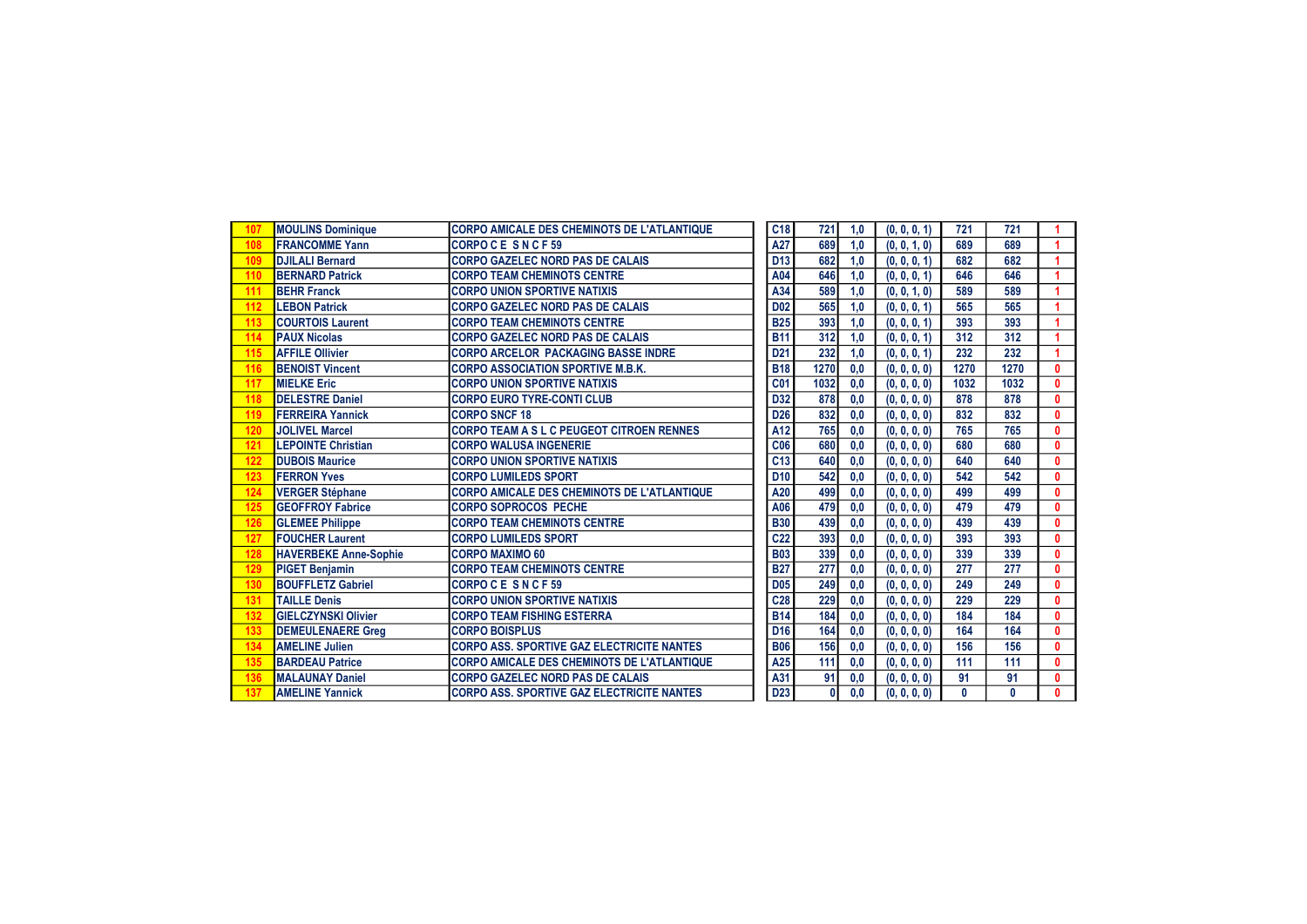| | | | | | | | | | |
|---|---|---|---|---|---|---|---|---|---|
| 107 | MOULINS Dominique | CORPO AMICALE DES CHEMINOTS DE L'ATLANTIQUE | C18 | 721 | 1,0 | (0, 0, 0, 1) | 721 | 721 | 1 |
| 108 | FRANCOMME Yann | CORPO C E S N C F 59 | A27 | 689 | 1,0 | (0, 0, 1, 0) | 689 | 689 | 1 |
| 109 | DJILALI Bernard | CORPO GAZELEC NORD PAS DE CALAIS | D13 | 682 | 1,0 | (0, 0, 0, 1) | 682 | 682 | 1 |
| 110 | BERNARD Patrick | CORPO TEAM CHEMINOTS CENTRE | A04 | 646 | 1,0 | (0, 0, 0, 1) | 646 | 646 | 1 |
| 111 | BEHR Franck | CORPO UNION SPORTIVE NATIXIS | A34 | 589 | 1,0 | (0, 0, 1, 0) | 589 | 589 | 1 |
| 112 | LEBON Patrick | CORPO GAZELEC NORD PAS DE CALAIS | D02 | 565 | 1,0 | (0, 0, 0, 1) | 565 | 565 | 1 |
| 113 | COURTOIS Laurent | CORPO TEAM CHEMINOTS CENTRE | B25 | 393 | 1,0 | (0, 0, 0, 1) | 393 | 393 | 1 |
| 114 | PAUX Nicolas | CORPO GAZELEC NORD PAS DE CALAIS | B11 | 312 | 1,0 | (0, 0, 0, 1) | 312 | 312 | 1 |
| 115 | AFFILE Ollivier | CORPO ARCELOR PACKAGING BASSE INDRE | D21 | 232 | 1,0 | (0, 0, 0, 1) | 232 | 232 | 1 |
| 116 | BENOIST Vincent | CORPO ASSOCIATION SPORTIVE M.B.K. | B18 | 1270 | 0,0 | (0, 0, 0, 0) | 1270 | 1270 | 0 |
| 117 | MIELKE Eric | CORPO UNION SPORTIVE NATIXIS | C01 | 1032 | 0,0 | (0, 0, 0, 0) | 1032 | 1032 | 0 |
| 118 | DELESTRE Daniel | CORPO EURO TYRE-CONTI CLUB | D32 | 878 | 0,0 | (0, 0, 0, 0) | 878 | 878 | 0 |
| 119 | FERREIRA Yannick | CORPO SNCF 18 | D26 | 832 | 0,0 | (0, 0, 0, 0) | 832 | 832 | 0 |
| 120 | JOLIVEL Marcel | CORPO TEAM A S L C PEUGEOT CITROEN RENNES | A12 | 765 | 0,0 | (0, 0, 0, 0) | 765 | 765 | 0 |
| 121 | LEPOINTE Christian | CORPO WALUSA INGENERIE | C06 | 680 | 0,0 | (0, 0, 0, 0) | 680 | 680 | 0 |
| 122 | DUBOIS Maurice | CORPO UNION SPORTIVE NATIXIS | C13 | 640 | 0,0 | (0, 0, 0, 0) | 640 | 640 | 0 |
| 123 | FERRON Yves | CORPO LUMILEDS SPORT | D10 | 542 | 0,0 | (0, 0, 0, 0) | 542 | 542 | 0 |
| 124 | VERGER Stéphane | CORPO AMICALE DES CHEMINOTS DE L'ATLANTIQUE | A20 | 499 | 0,0 | (0, 0, 0, 0) | 499 | 499 | 0 |
| 125 | GEOFFROY Fabrice | CORPO SOPROCOS PECHE | A06 | 479 | 0,0 | (0, 0, 0, 0) | 479 | 479 | 0 |
| 126 | GLEMEE Philippe | CORPO TEAM CHEMINOTS CENTRE | B30 | 439 | 0,0 | (0, 0, 0, 0) | 439 | 439 | 0 |
| 127 | FOUCHER Laurent | CORPO LUMILEDS SPORT | C22 | 393 | 0,0 | (0, 0, 0, 0) | 393 | 393 | 0 |
| 128 | HAVERBEKE Anne-Sophie | CORPO MAXIMO 60 | B03 | 339 | 0,0 | (0, 0, 0, 0) | 339 | 339 | 0 |
| 129 | PIGET Benjamin | CORPO TEAM CHEMINOTS CENTRE | B27 | 277 | 0,0 | (0, 0, 0, 0) | 277 | 277 | 0 |
| 130 | BOUFFLETZ Gabriel | CORPO C E S N C F 59 | D05 | 249 | 0,0 | (0, 0, 0, 0) | 249 | 249 | 0 |
| 131 | TAILLE Denis | CORPO UNION SPORTIVE NATIXIS | C28 | 229 | 0,0 | (0, 0, 0, 0) | 229 | 229 | 0 |
| 132 | GIELCZYNSKI Olivier | CORPO TEAM FISHING ESTERRA | B14 | 184 | 0,0 | (0, 0, 0, 0) | 184 | 184 | 0 |
| 133 | DEMEULENAERE Greg | CORPO BOISPLUS | D16 | 164 | 0,0 | (0, 0, 0, 0) | 164 | 164 | 0 |
| 134 | AMELINE Julien | CORPO ASS. SPORTIVE GAZ ELECTRICITE NANTES | B06 | 156 | 0,0 | (0, 0, 0, 0) | 156 | 156 | 0 |
| 135 | BARDEAU Patrice | CORPO AMICALE DES CHEMINOTS DE L'ATLANTIQUE | A25 | 111 | 0,0 | (0, 0, 0, 0) | 111 | 111 | 0 |
| 136 | MALAUNAY Daniel | CORPO GAZELEC NORD PAS DE CALAIS | A31 | 91 | 0,0 | (0, 0, 0, 0) | 91 | 91 | 0 |
| 137 | AMELINE Yannick | CORPO ASS. SPORTIVE GAZ ELECTRICITE NANTES | D23 | 0 | 0,0 | (0, 0, 0, 0) | 0 | 0 | 0 |